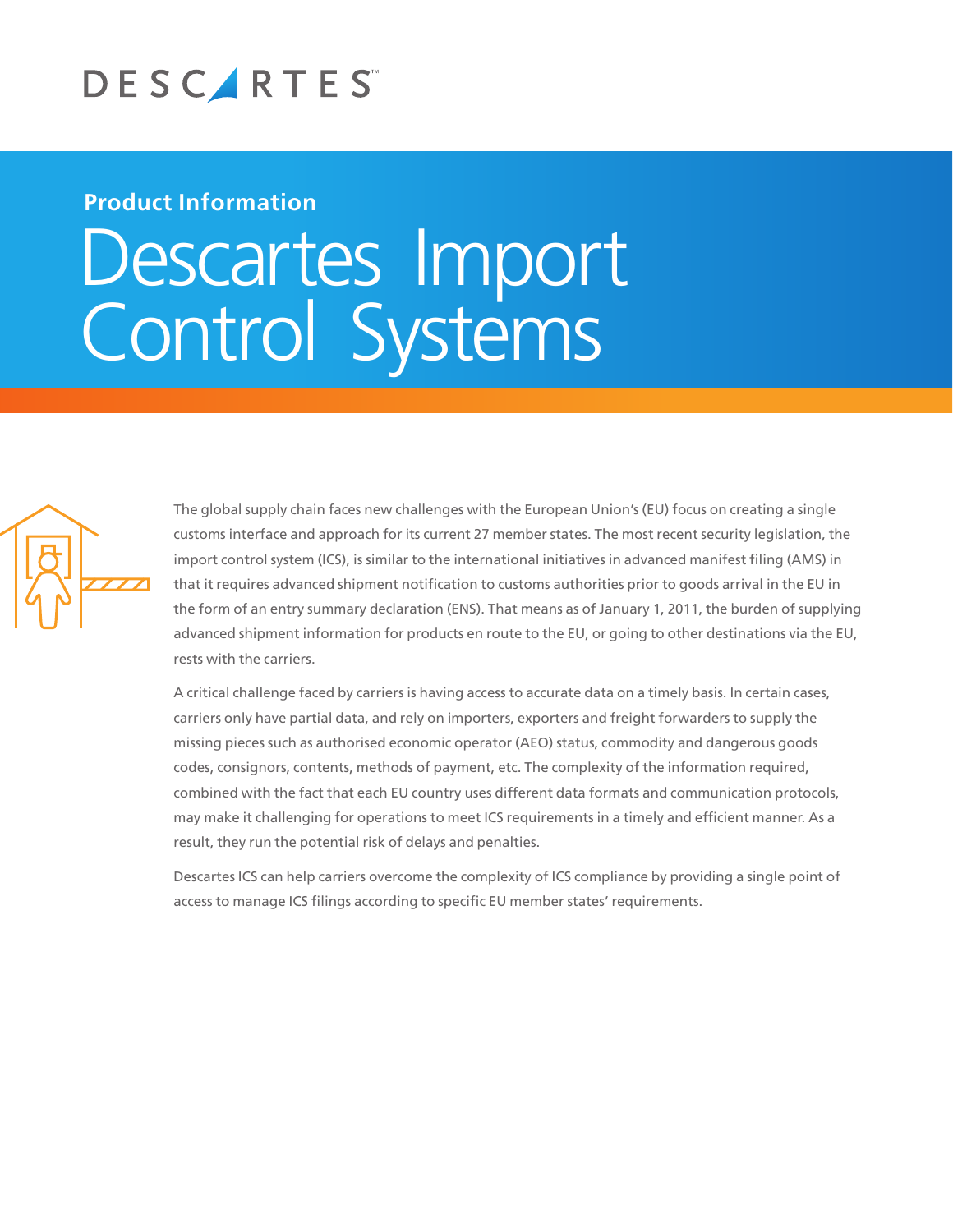DESCARTES™

**Product Information**

# Descartes Import Control Systems

The global supply chain faces new challenges with the European Union's (EU) focus on creating a single customs interface and approach for its current 27 member states. The most recent security legislation, the import control system (ICS), is similar to the international initiatives in advanced manifest filing (AMS) in that it requires advanced shipment notification to customs authorities prior to goods arrival in the EU in the form of an entry summary declaration (ENS). That means as of January 1, 2011, the burden of supplying advanced shipment information for products en route to the EU, or going to other destinations via the EU, rests with the carriers.

A critical challenge faced by carriers is having access to accurate data on a timely basis. In certain cases, carriers only have partial data, and rely on importers, exporters and freight forwarders to supply the missing pieces such as authorised economic operator (AEO) status, commodity and dangerous goods codes, consignors, contents, methods of payment, etc. The complexity of the information required, combined with the fact that each EU country uses different data formats and communication protocols, may make it challenging for operations to meet ICS requirements in a timely and efficient manner. As a result, they run the potential risk of delays and penalties.

Descartes ICS can help carriers overcome the complexity of ICS compliance by providing a single point of access to manage ICS filings according to specific EU member states' requirements.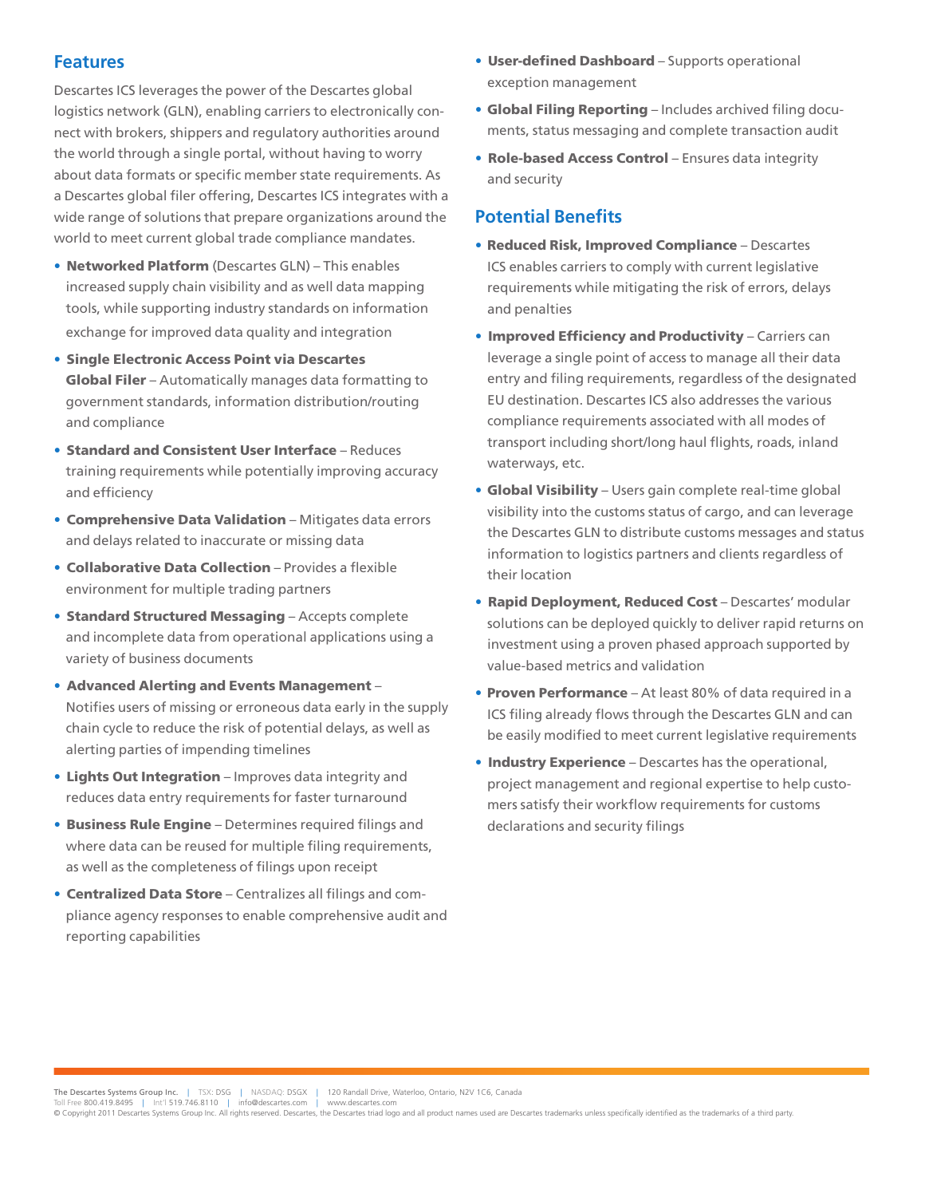## Features

Descartes ICS leverages the power of the Descartes global logistics network (GLN), enabling carriers to electronically connect with brokers, shippers and regulatory authorities around the world through a single portal, without having to worry about data formats or specific member state requirements. As a Descartes global filer offering, Descartes ICS integrates with a wide range of solutions that prepare organizations around the world to meet current global trade compliance mandates.

- **Networked Platform** (Descartes GLN) – This enables increased supply chain visibility and as well data mapping tools, while supporting industry standards on information exchange for improved data quality and integration
- **Single Electronic Access Point via Descartes Global Filer** – Automatically manages data formatting to government standards, information distribution/routing and compliance
- **Standard and Consistent User Interface** – Reduces training requirements while potentially improving accuracy and efficiency
- **Comprehensive Data Validation** – Mitigates data errors and delays related to inaccurate or missing data
- **Collaborative Data Collection** – Provides a flexible environment for multiple trading partners
- **Standard Structured Messaging** – Accepts complete and incomplete data from operational applications using a variety of business documents
- **Advanced Alerting and Events Management** – Notifies users of missing or erroneous data early in the supply chain cycle to reduce the risk of potential delays, as well as alerting parties of impending timelines
- **Lights Out Integration** – Improves data integrity and reduces data entry requirements for faster turnaround
- **Business Rule Engine** – Determines required filings and where data can be reused for multiple filing requirements, as well as the completeness of filings upon receipt
- **Centralized Data Store** – Centralizes all filings and compliance agency responses to enable comprehensive audit and reporting capabilities
- **User-defined Dashboard** – Supports operational exception management
- **Global Filing Reporting** – Includes archived filing documents, status messaging and complete transaction audit
- **Role-based Access Control** – Ensures data integrity and security

## Potential Benefits

- **Reduced Risk, Improved Compliance** – Descartes ICS enables carriers to comply with current legislative requirements while mitigating the risk of errors, delays and penalties
- **Improved Efficiency and Productivity** – Carriers can leverage a single point of access to manage all their data entry and filing requirements, regardless of the designated EU destination. Descartes ICS also addresses the various compliance requirements associated with all modes of transport including short/long haul flights, roads, inland waterways, etc.
- **Global Visibility** – Users gain complete real-time global visibility into the customs status of cargo, and can leverage the Descartes GLN to distribute customs messages and status information to logistics partners and clients regardless of their location
- **Rapid Deployment, Reduced Cost** – Descartes' modular solutions can be deployed quickly to deliver rapid returns on investment using a proven phased approach supported by value-based metrics and validation
- **Proven Performance** – At least 80% of data required in a ICS filing already flows through the Descartes GLN and can be easily modified to meet current legislative requirements
- **Industry Experience** – Descartes has the operational, project management and regional expertise to help customers satisfy their workflow requirements for customs declarations and security filings

The Descartes Systems Group Inc. | TSX: DSG | NASDAQ: DSGX | 120 Randall Drive, Waterloo, Ontario, N2V 1C6, Canada
Toll Free 800.419.8495 | Int'l 519.746.8110 | info@descartes.com | www.descartes.com
© Copyright 2011 Descartes Systems Group Inc. All rights reserved. Descartes, the Descartes triad logo and all product names used are Descartes trademarks unless specifically identified as the trademarks of a third party.